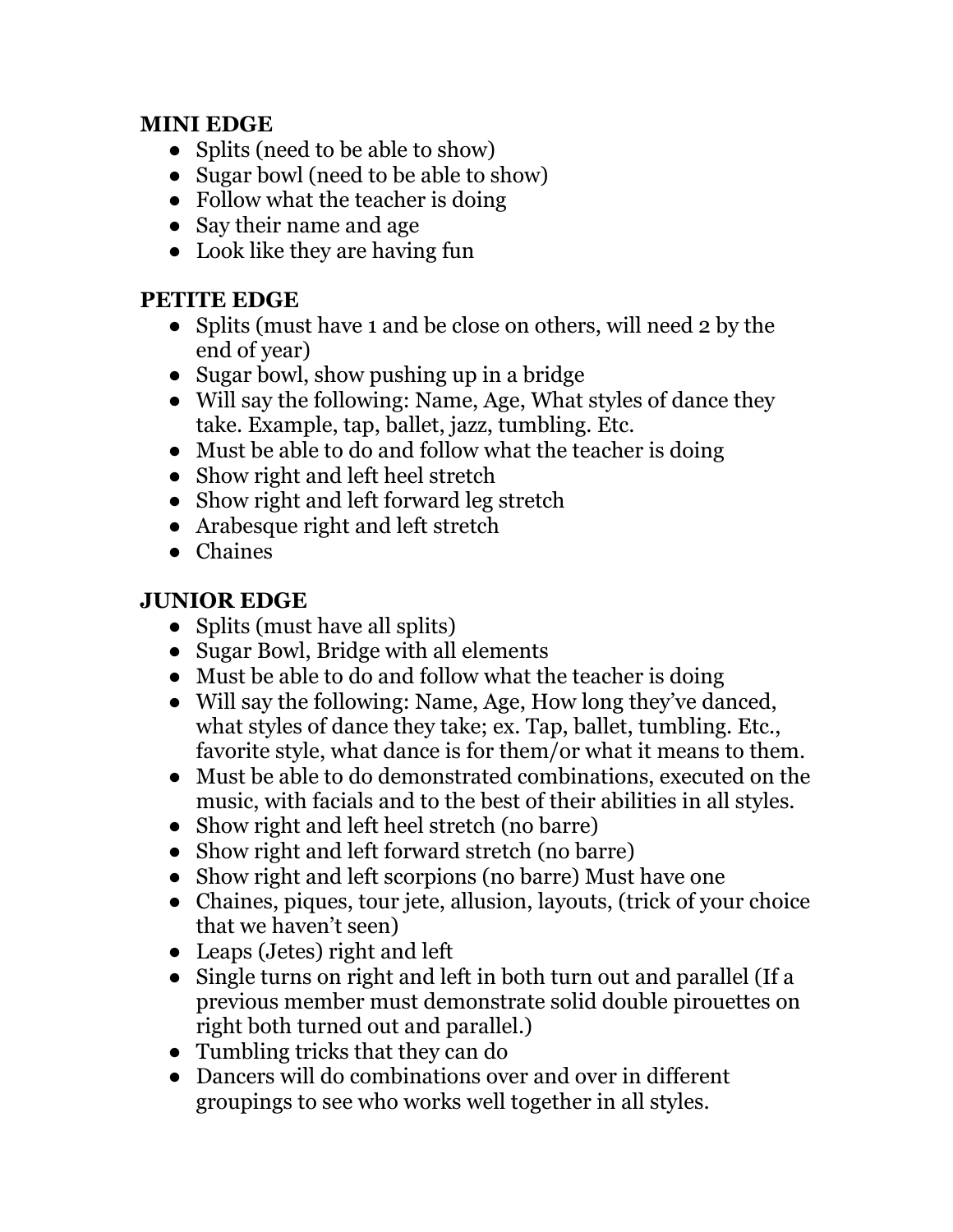**MINI EDGE**

- Splits (need to be able to show)
- Sugar bowl (need to be able to show)
- Follow what the teacher is doing
- Say their name and age
- Look like they are having fun

**PETITE EDGE**

- Splits (must have 1 and be close on others, will need 2 by the end of year)
- Sugar bowl, show pushing up in a bridge
- Will say the following: Name, Age, What styles of dance they take. Example, tap, ballet, jazz, tumbling. Etc.
- Must be able to do and follow what the teacher is doing
- Show right and left heel stretch
- Show right and left forward leg stretch
- Arabesque right and left stretch
- Chaines

**JUNIOR EDGE**

- Splits (must have all splits)
- Sugar Bowl, Bridge with all elements
- Must be able to do and follow what the teacher is doing
- Will say the following: Name, Age, How long they've danced, what styles of dance they take; ex. Tap, ballet, tumbling. Etc., favorite style, what dance is for them/or what it means to them.
- Must be able to do demonstrated combinations, executed on the music, with facials and to the best of their abilities in all styles.
- Show right and left heel stretch (no barre)
- Show right and left forward stretch (no barre)
- Show right and left scorpions (no barre) Must have one
- Chaines, piques, tour jete, allusion, layouts, (trick of your choice that we haven't seen)
- Leaps (Jetes) right and left
- Single turns on right and left in both turn out and parallel (If a previous member must demonstrate solid double pirouettes on right both turned out and parallel.)
- Tumbling tricks that they can do
- Dancers will do combinations over and over in different groupings to see who works well together in all styles.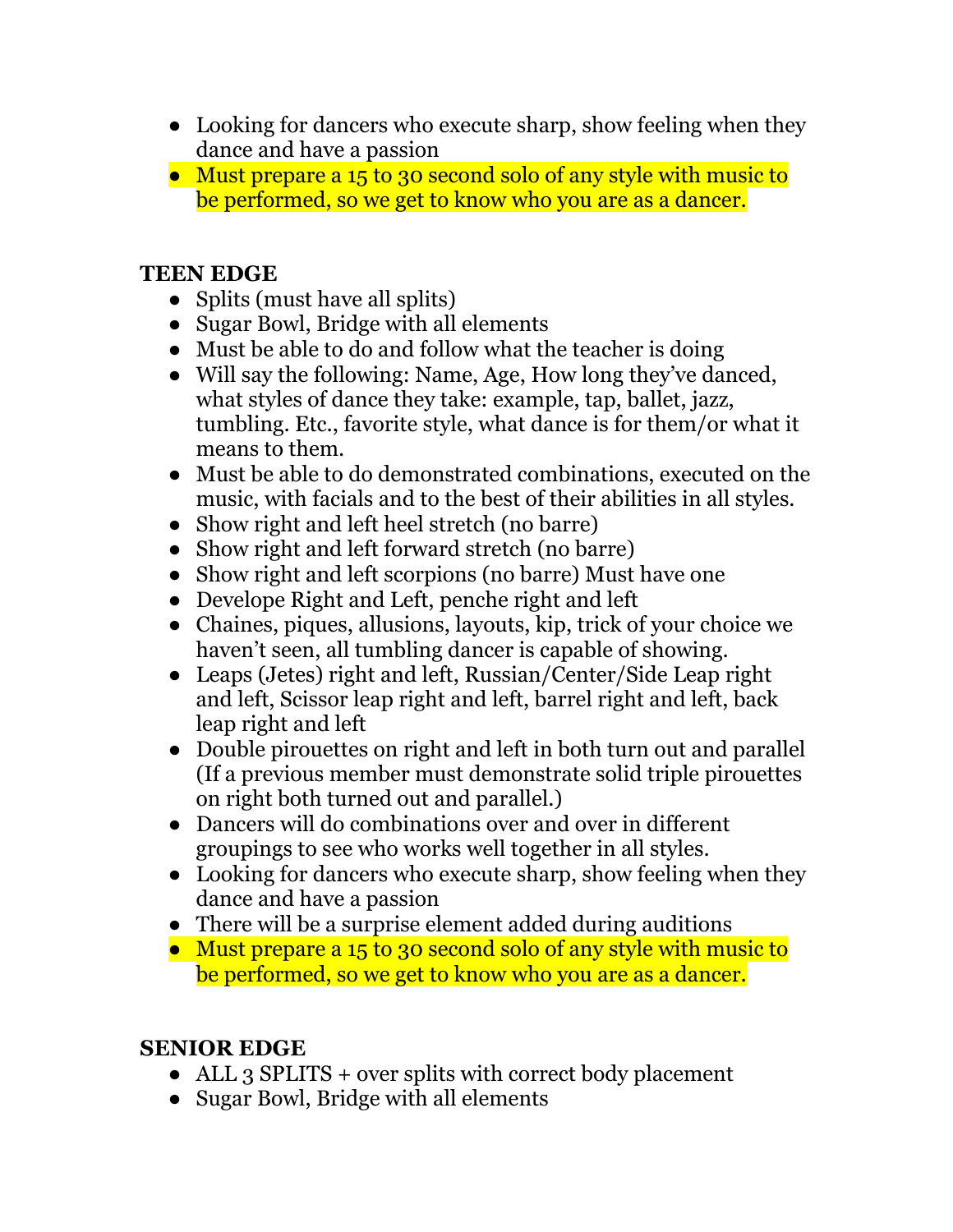- Looking for dancers who execute sharp, show feeling when they dance and have a passion
- Must prepare a 15 to 30 second solo of any style with music to be performed, so we get to know who you are as a dancer.

**TEEN EDGE**

- Splits (must have all splits)
- Sugar Bowl, Bridge with all elements
- Must be able to do and follow what the teacher is doing
- Will say the following: Name, Age, How long they've danced, what styles of dance they take: example, tap, ballet, jazz, tumbling. Etc., favorite style, what dance is for them/or what it means to them.
- Must be able to do demonstrated combinations, executed on the music, with facials and to the best of their abilities in all styles.
- Show right and left heel stretch (no barre)
- Show right and left forward stretch (no barre)
- Show right and left scorpions (no barre) Must have one
- Develope Right and Left, penche right and left
- Chaines, piques, allusions, layouts, kip, trick of your choice we haven't seen, all tumbling dancer is capable of showing.
- Leaps (Jetes) right and left, Russian/Center/Side Leap right and left, Scissor leap right and left, barrel right and left, back leap right and left
- Double pirouettes on right and left in both turn out and parallel (If a previous member must demonstrate solid triple pirouettes on right both turned out and parallel.)
- Dancers will do combinations over and over in different groupings to see who works well together in all styles.
- Looking for dancers who execute sharp, show feeling when they dance and have a passion
- There will be a surprise element added during auditions
- Must prepare a 15 to 30 second solo of any style with music to be performed, so we get to know who you are as a dancer.

**SENIOR EDGE**

- ALL 3 SPLITS + over splits with correct body placement
- Sugar Bowl, Bridge with all elements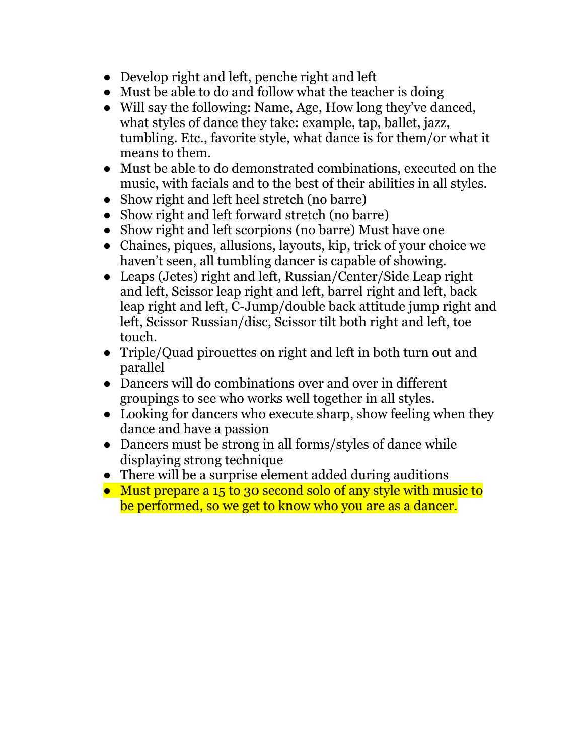- Develop right and left, penche right and left
- Must be able to do and follow what the teacher is doing
- Will say the following: Name, Age, How long they've danced, what styles of dance they take: example, tap, ballet, jazz, tumbling. Etc., favorite style, what dance is for them/or what it means to them.
- Must be able to do demonstrated combinations, executed on the music, with facials and to the best of their abilities in all styles.
- Show right and left heel stretch (no barre)
- Show right and left forward stretch (no barre)
- Show right and left scorpions (no barre) Must have one
- Chaines, piques, allusions, layouts, kip, trick of your choice we haven't seen, all tumbling dancer is capable of showing.
- Leaps (Jetes) right and left, Russian/Center/Side Leap right and left, Scissor leap right and left, barrel right and left, back leap right and left, C-Jump/double back attitude jump right and left, Scissor Russian/disc, Scissor tilt both right and left, toe touch.
- Triple/Quad pirouettes on right and left in both turn out and parallel
- Dancers will do combinations over and over in different groupings to see who works well together in all styles.
- Looking for dancers who execute sharp, show feeling when they dance and have a passion
- Dancers must be strong in all forms/styles of dance while displaying strong technique
- There will be a surprise element added during auditions
- Must prepare a 15 to 30 second solo of any style with music to be performed, so we get to know who you are as a dancer.